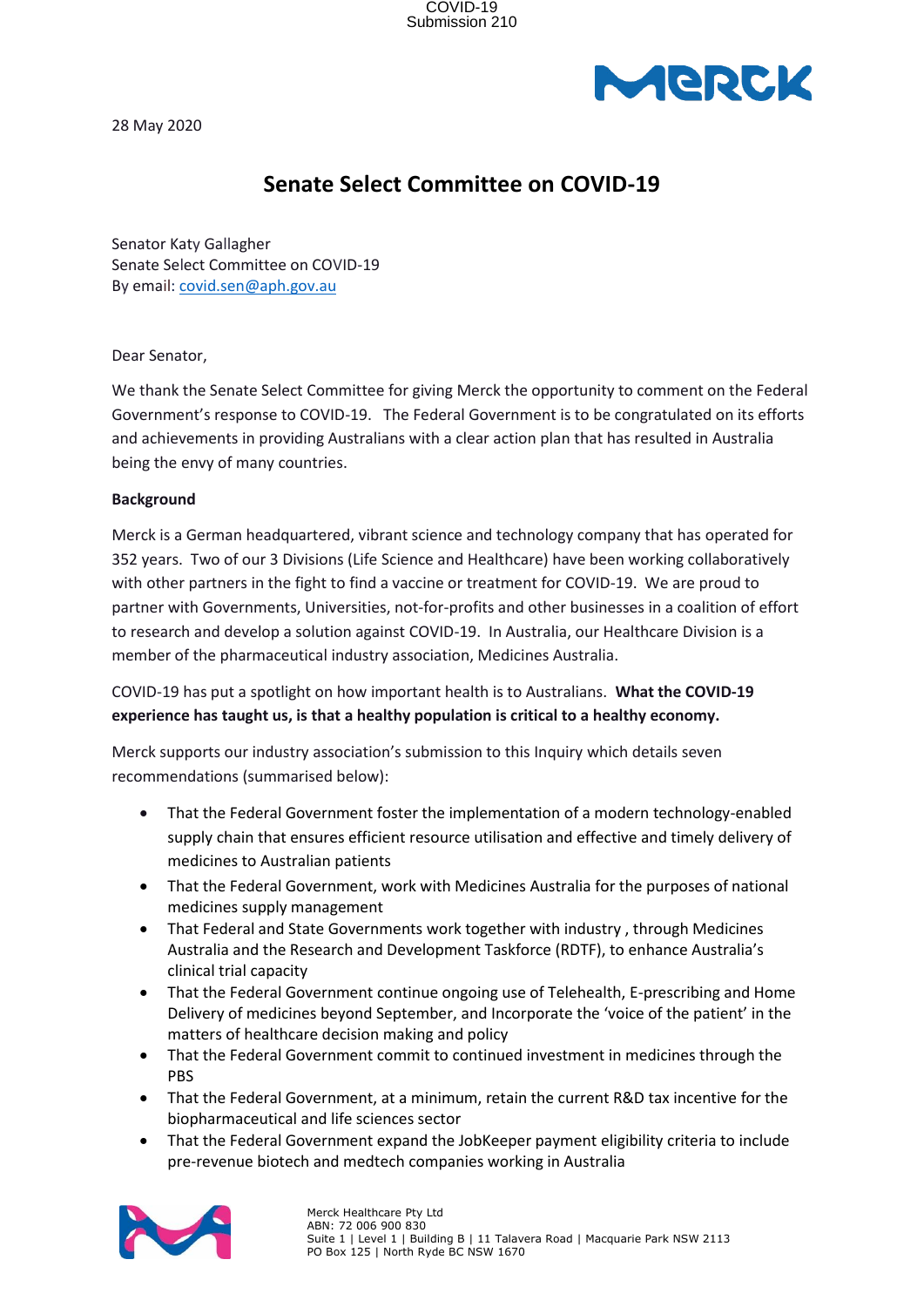COVID-19
Submission 210

28 May 2020

# Senate Select Committee on COVID-19

Senator Katy Gallagher
Senate Select Committee on COVID-19
By email: covid.sen@aph.gov.au

Dear Senator,

We thank the Senate Select Committee for giving Merck the opportunity to comment on the Federal Government's response to COVID-19. The Federal Government is to be congratulated on its efforts and achievements in providing Australians with a clear action plan that has resulted in Australia being the envy of many countries.

**Background**

Merck is a German headquartered, vibrant science and technology company that has operated for 352 years. Two of our 3 Divisions (Life Science and Healthcare) have been working collaboratively with other partners in the fight to find a vaccine or treatment for COVID-19. We are proud to partner with Governments, Universities, not-for-profits and other businesses in a coalition of effort to research and develop a solution against COVID-19. In Australia, our Healthcare Division is a member of the pharmaceutical industry association, Medicines Australia.

COVID-19 has put a spotlight on how important health is to Australians. **What the COVID-19 experience has taught us, is that a healthy population is critical to a healthy economy.**

Merck supports our industry association's submission to this Inquiry which details seven recommendations (summarised below):

- That the Federal Government foster the implementation of a modern technology-enabled supply chain that ensures efficient resource utilisation and effective and timely delivery of medicines to Australian patients
- That the Federal Government, work with Medicines Australia for the purposes of national medicines supply management
- That Federal and State Governments work together with industry , through Medicines Australia and the Research and Development Taskforce (RDTF), to enhance Australia's clinical trial capacity
- That the Federal Government continue ongoing use of Telehealth, E-prescribing and Home Delivery of medicines beyond September, and Incorporate the 'voice of the patient' in the matters of healthcare decision making and policy
- That the Federal Government commit to continued investment in medicines through the PBS
- That the Federal Government, at a minimum, retain the current R&D tax incentive for the biopharmaceutical and life sciences sector
- That the Federal Government expand the JobKeeper payment eligibility criteria to include pre-revenue biotech and medtech companies working in Australia

Merck Healthcare Pty Ltd
ABN: 72 006 900 830
Suite 1 | Level 1 | Building B | 11 Talavera Road | Macquarie Park NSW 2113
PO Box 125 | North Ryde BC NSW 1670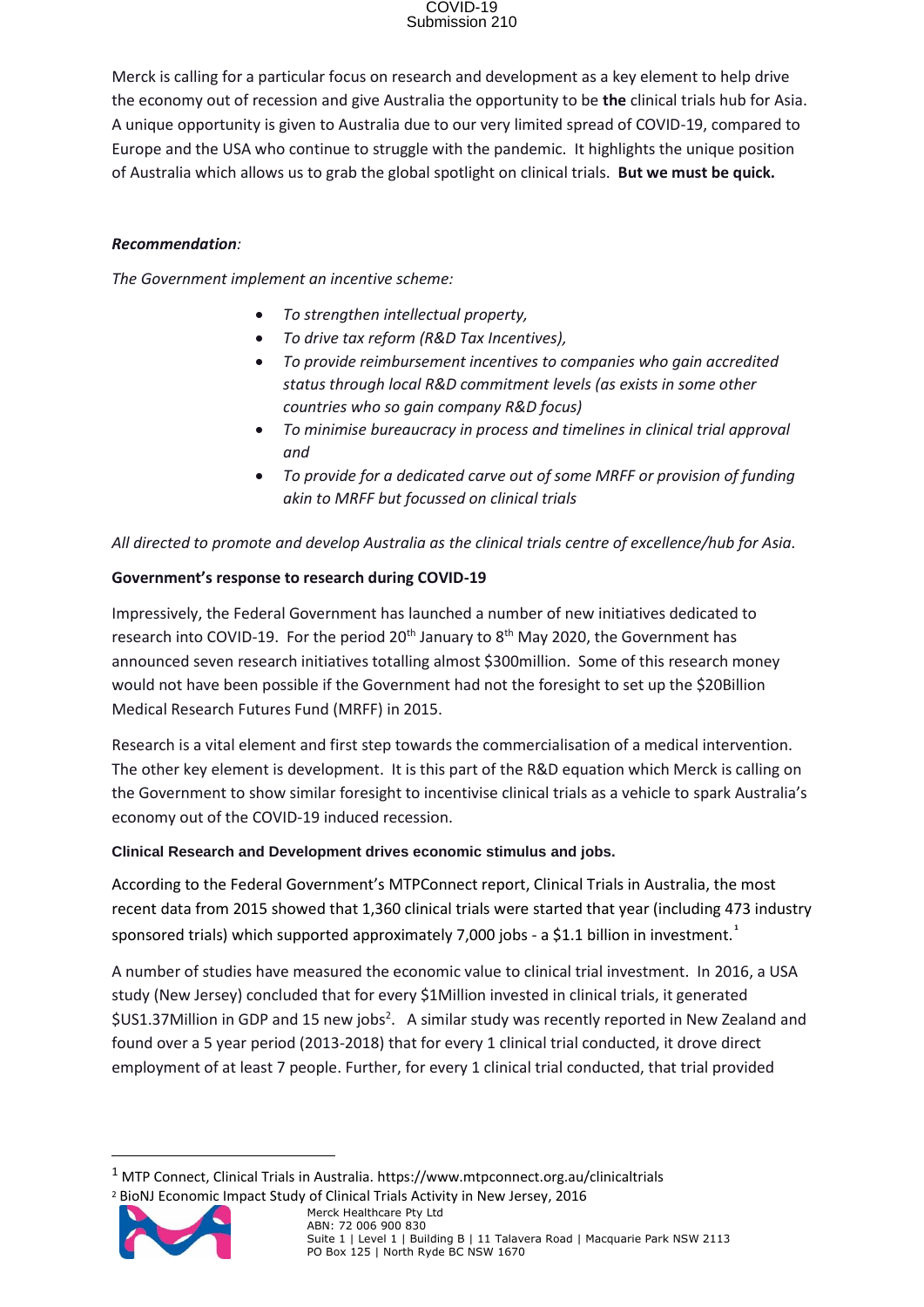Merck is calling for a particular focus on research and development as a key element to help drive the economy out of recession and give Australia the opportunity to be **the** clinical trials hub for Asia. A unique opportunity is given to Australia due to our very limited spread of COVID-19, compared to Europe and the USA who continue to struggle with the pandemic. It highlights the unique position of Australia which allows us to grab the global spotlight on clinical trials. **But we must be quick.**

***Recommendation**:*

*The Government implement an incentive scheme:*

- *To strengthen intellectual property,*
- *To drive tax reform (R&D Tax Incentives),*
- *To provide reimbursement incentives to companies who gain accredited status through local R&D commitment levels (as exists in some other countries who so gain company R&D focus)*
- *To minimise bureaucracy in process and timelines in clinical trial approval and*
- *To provide for a dedicated carve out of some MRFF or provision of funding akin to MRFF but focussed on clinical trials*

*All directed to promote and develop Australia as the clinical trials centre of excellence/hub for Asia.*

**Government's response to research during COVID-19**

Impressively, the Federal Government has launched a number of new initiatives dedicated to research into COVID-19. For the period 20th January to 8th May 2020, the Government has announced seven research initiatives totalling almost $300million. Some of this research money would not have been possible if the Government had not the foresight to set up the $20Billion Medical Research Futures Fund (MRFF) in 2015.

Research is a vital element and first step towards the commercialisation of a medical intervention. The other key element is development. It is this part of the R&D equation which Merck is calling on the Government to show similar foresight to incentivise clinical trials as a vehicle to spark Australia's economy out of the COVID-19 induced recession.

**Clinical Research and Development drives economic stimulus and jobs.**

According to the Federal Government's MTPConnect report, Clinical Trials in Australia, the most recent data from 2015 showed that 1,360 clinical trials were started that year (including 473 industry sponsored trials) which supported approximately 7,000 jobs - a $1.1 billion in investment.[1]

A number of studies have measured the economic value to clinical trial investment. In 2016, a USA study (New Jersey) concluded that for every $1Million invested in clinical trials, it generated $US1.37Million in GDP and 15 new jobs[2]. A similar study was recently reported in New Zealand and found over a 5 year period (2013-2018) that for every 1 clinical trial conducted, it drove direct employment of at least 7 people. Further, for every 1 clinical trial conducted, that trial provided

[1] MTP Connect, Clinical Trials in Australia. https://www.mtpconnect.org.au/clinicaltrials

[2] BioNJ Economic Impact Study of Clinical Trials Activity in New Jersey, 2016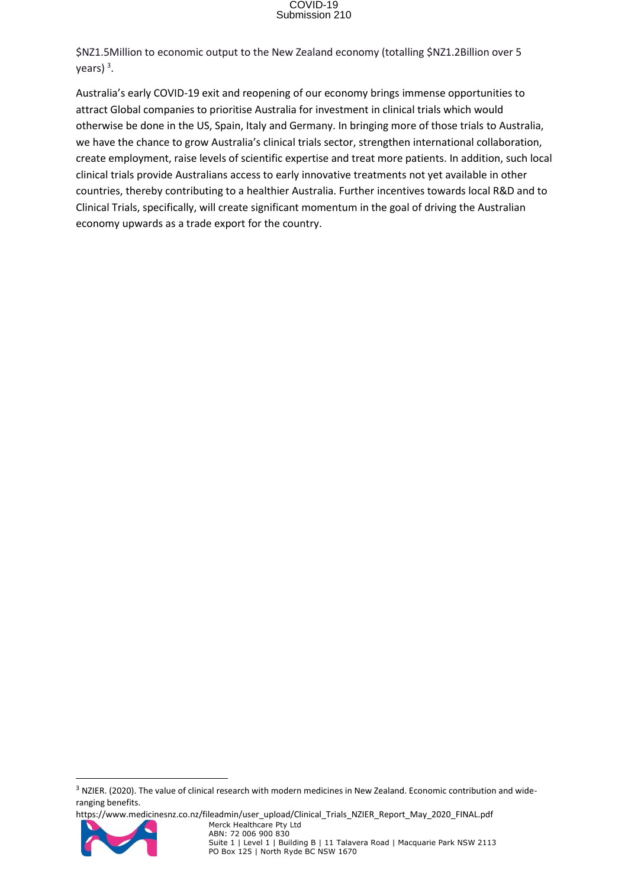$NZ1.5Million to economic output to the New Zealand economy (totalling $NZ1.2Billion over 5 years) [3].

Australia's early COVID-19 exit and reopening of our economy brings immense opportunities to attract Global companies to prioritise Australia for investment in clinical trials which would otherwise be done in the US, Spain, Italy and Germany. In bringing more of those trials to Australia, we have the chance to grow Australia's clinical trials sector, strengthen international collaboration, create employment, raise levels of scientific expertise and treat more patients. In addition, such local clinical trials provide Australians access to early innovative treatments not yet available in other countries, thereby contributing to a healthier Australia. Further incentives towards local R&D and to Clinical Trials, specifically, will create significant momentum in the goal of driving the Australian economy upwards as a trade export for the country.

---

[3] NZIER. (2020). The value of clinical research with modern medicines in New Zealand. Economic contribution and wide-ranging benefits. https://www.medicinesnz.co.nz/fileadmin/user_upload/Clinical_Trials_NZIER_Report_May_2020_FINAL.pdf

Merck Healthcare Pty Ltd
ABN: 72 006 900 830
Suite 1 | Level 1 | Building B | 11 Talavera Road | Macquarie Park NSW 2113
PO Box 125 | North Ryde BC NSW 1670